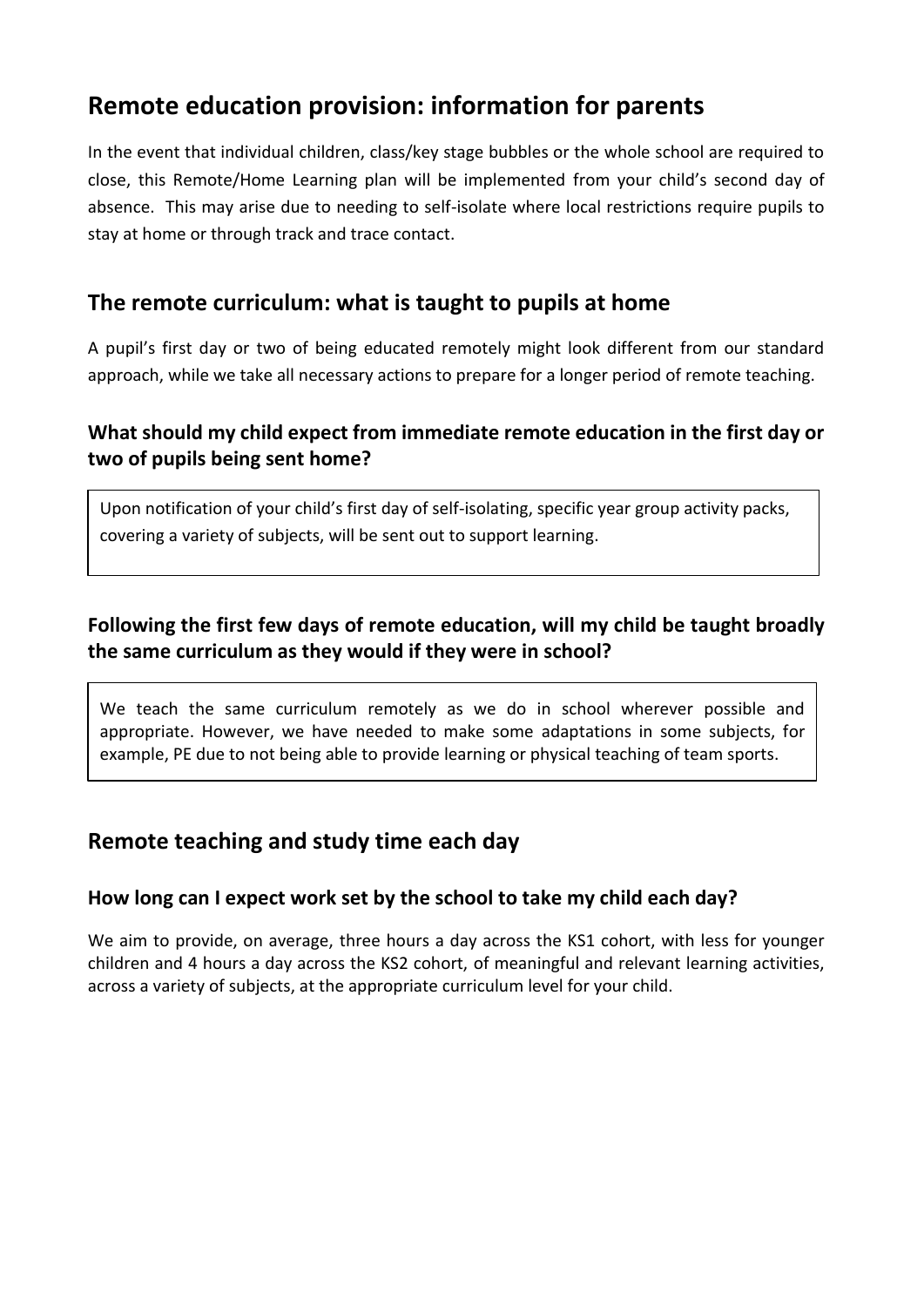# Remote education provision: information for parents

In the event that individual children, class/key stage bubbles or the whole school are required to close, this Remote/Home Learning plan will be implemented from your child's second day of absence. This may arise due to needing to self-isolate where local restrictions require pupils to stay at home or through track and trace contact.

## The remote curriculum: what is taught to pupils at home

A pupil's first day or two of being educated remotely might look different from our standard approach, while we take all necessary actions to prepare for a longer period of remote teaching.

### What should my child expect from immediate remote education in the first day or two of pupils being sent home?

Upon notification of your child's first day of self-isolating, specific year group activity packs, covering a variety of subjects, will be sent out to support learning.

### Following the first few days of remote education, will my child be taught broadly the same curriculum as they would if they were in school?

We teach the same curriculum remotely as we do in school wherever possible and appropriate. However, we have needed to make some adaptations in some subjects, for example, PE due to not being able to provide learning or physical teaching of team sports.

## Remote teaching and study time each day

### How long can I expect work set by the school to take my child each day?

We aim to provide, on average, three hours a day across the KS1 cohort, with less for younger children and 4 hours a day across the KS2 cohort, of meaningful and relevant learning activities, across a variety of subjects, at the appropriate curriculum level for your child.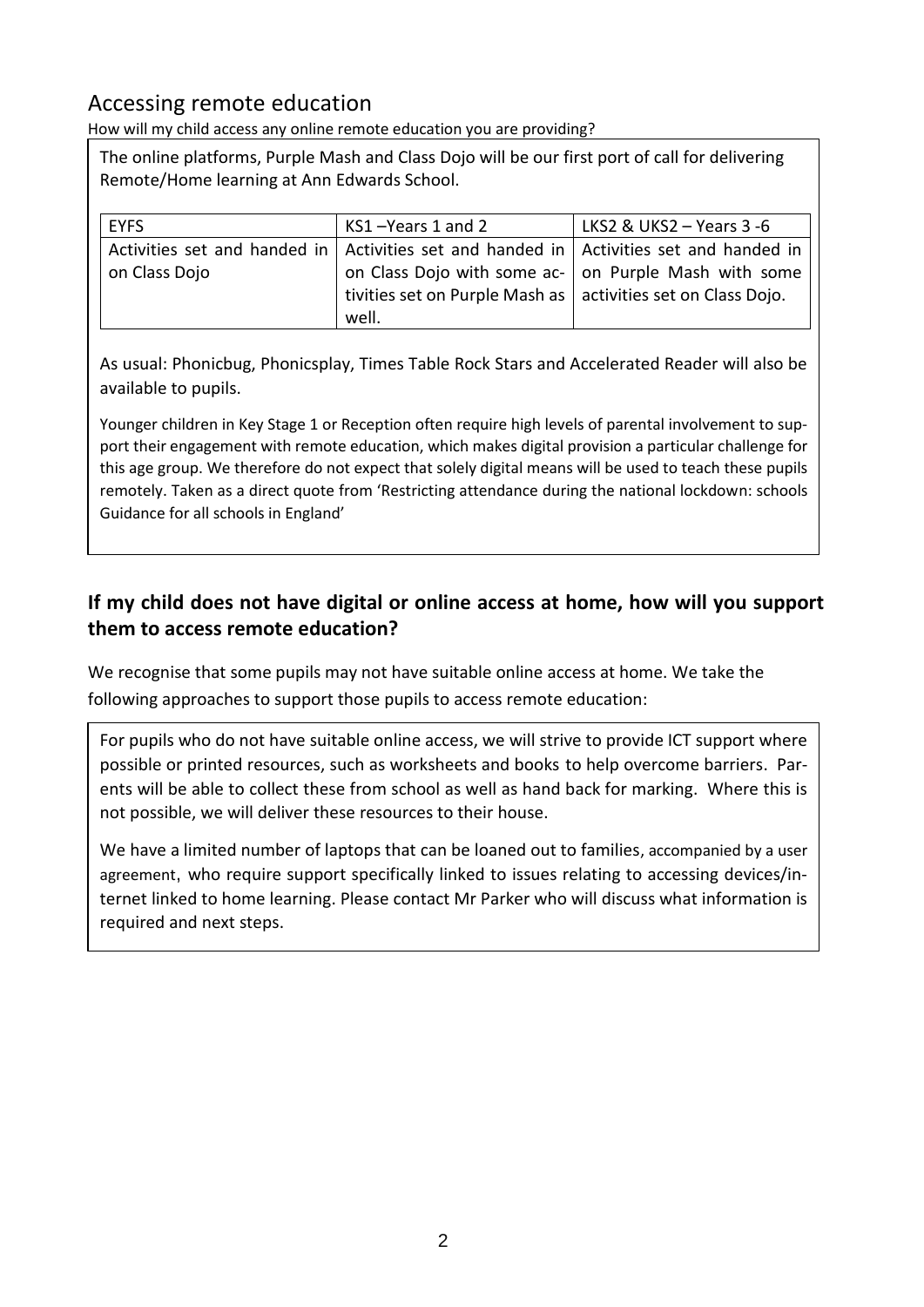## Accessing remote education

How will my child access any online remote education you are providing?

The online platforms, Purple Mash and Class Dojo will be our first port of call for delivering Remote/Home learning at Ann Edwards School.

| EYFS | KS1 –Years 1 and 2 | LKS2 & UKS2 – Years 3 -6 |
|---|---|---|
| Activities set and handed in on Class Dojo | Activities set and handed in on Class Dojo with some activities set on Purple Mash as well. | Activities set and handed in on Purple Mash with some activities set on Class Dojo. |

As usual: Phonicbug, Phonicsplay, Times Table Rock Stars and Accelerated Reader will also be available to pupils.

Younger children in Key Stage 1 or Reception often require high levels of parental involvement to support their engagement with remote education, which makes digital provision a particular challenge for this age group. We therefore do not expect that solely digital means will be used to teach these pupils remotely. Taken as a direct quote from 'Restricting attendance during the national lockdown: schools Guidance for all schools in England'

### If my child does not have digital or online access at home, how will you support them to access remote education?

We recognise that some pupils may not have suitable online access at home. We take the following approaches to support those pupils to access remote education:

For pupils who do not have suitable online access, we will strive to provide ICT support where possible or printed resources, such as worksheets and books to help overcome barriers. Parents will be able to collect these from school as well as hand back for marking. Where this is not possible, we will deliver these resources to their house.

We have a limited number of laptops that can be loaned out to families, accompanied by a user agreement, who require support specifically linked to issues relating to accessing devices/internet linked to home learning. Please contact Mr Parker who will discuss what information is required and next steps.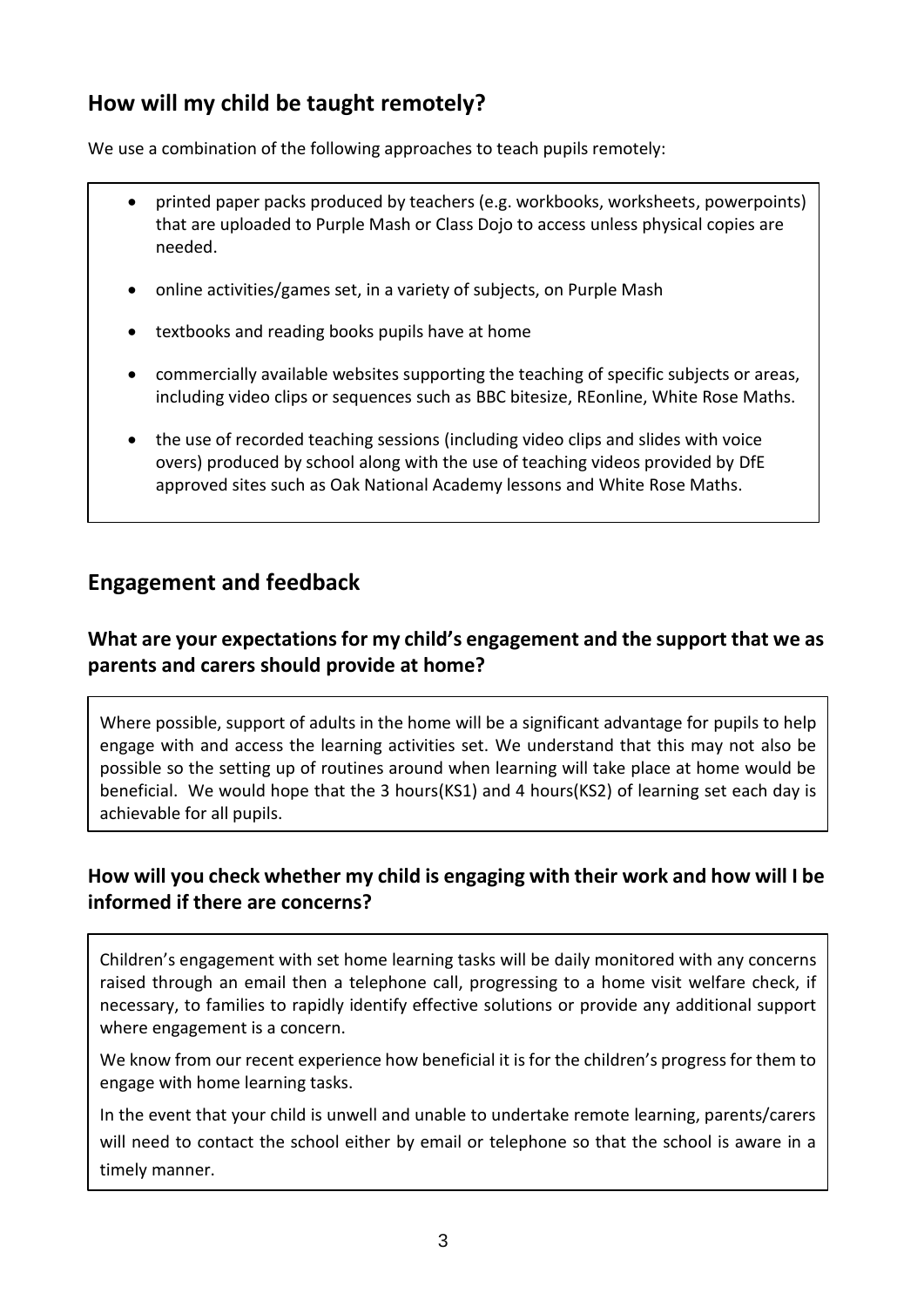## How will my child be taught remotely?

We use a combination of the following approaches to teach pupils remotely:

- printed paper packs produced by teachers (e.g. workbooks, worksheets, powerpoints) that are uploaded to Purple Mash or Class Dojo to access unless physical copies are needed.
- online activities/games set, in a variety of subjects, on Purple Mash
- textbooks and reading books pupils have at home
- commercially available websites supporting the teaching of specific subjects or areas, including video clips or sequences such as BBC bitesize, REonline, White Rose Maths.
- the use of recorded teaching sessions (including video clips and slides with voice overs) produced by school along with the use of teaching videos provided by DfE approved sites such as Oak National Academy lessons and White Rose Maths.

## Engagement and feedback

### What are your expectations for my child's engagement and the support that we as parents and carers should provide at home?

Where possible, support of adults in the home will be a significant advantage for pupils to help engage with and access the learning activities set. We understand that this may not also be possible so the setting up of routines around when learning will take place at home would be beneficial. We would hope that the 3 hours(KS1) and 4 hours(KS2) of learning set each day is achievable for all pupils.

### How will you check whether my child is engaging with their work and how will I be informed if there are concerns?

Children's engagement with set home learning tasks will be daily monitored with any concerns raised through an email then a telephone call, progressing to a home visit welfare check, if necessary, to families to rapidly identify effective solutions or provide any additional support where engagement is a concern.

We know from our recent experience how beneficial it is for the children's progress for them to engage with home learning tasks.

In the event that your child is unwell and unable to undertake remote learning, parents/carers will need to contact the school either by email or telephone so that the school is aware in a timely manner.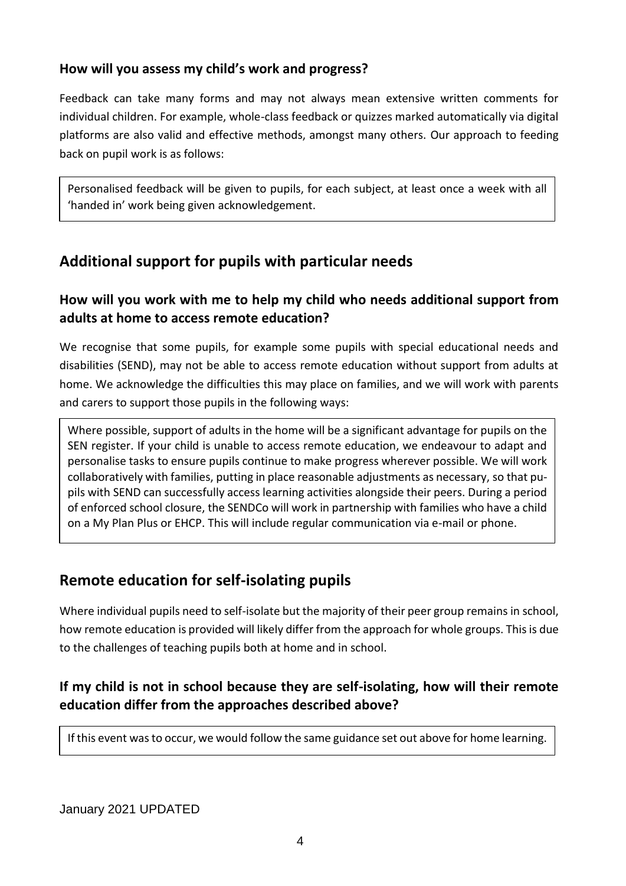### How will you assess my child's work and progress?

Feedback can take many forms and may not always mean extensive written comments for individual children. For example, whole-class feedback or quizzes marked automatically via digital platforms are also valid and effective methods, amongst many others. Our approach to feeding back on pupil work is as follows:

Personalised feedback will be given to pupils, for each subject, at least once a week with all 'handed in' work being given acknowledgement.

## Additional support for pupils with particular needs

### How will you work with me to help my child who needs additional support from adults at home to access remote education?

We recognise that some pupils, for example some pupils with special educational needs and disabilities (SEND), may not be able to access remote education without support from adults at home. We acknowledge the difficulties this may place on families, and we will work with parents and carers to support those pupils in the following ways:

Where possible, support of adults in the home will be a significant advantage for pupils on the SEN register. If your child is unable to access remote education, we endeavour to adapt and personalise tasks to ensure pupils continue to make progress wherever possible. We will work collaboratively with families, putting in place reasonable adjustments as necessary, so that pupils with SEND can successfully access learning activities alongside their peers. During a period of enforced school closure, the SENDCo will work in partnership with families who have a child on a My Plan Plus or EHCP. This will include regular communication via e-mail or phone.

## Remote education for self-isolating pupils

Where individual pupils need to self-isolate but the majority of their peer group remains in school, how remote education is provided will likely differ from the approach for whole groups. This is due to the challenges of teaching pupils both at home and in school.

### If my child is not in school because they are self-isolating, how will their remote education differ from the approaches described above?

If this event was to occur, we would follow the same guidance set out above for home learning.

January 2021 UPDATED